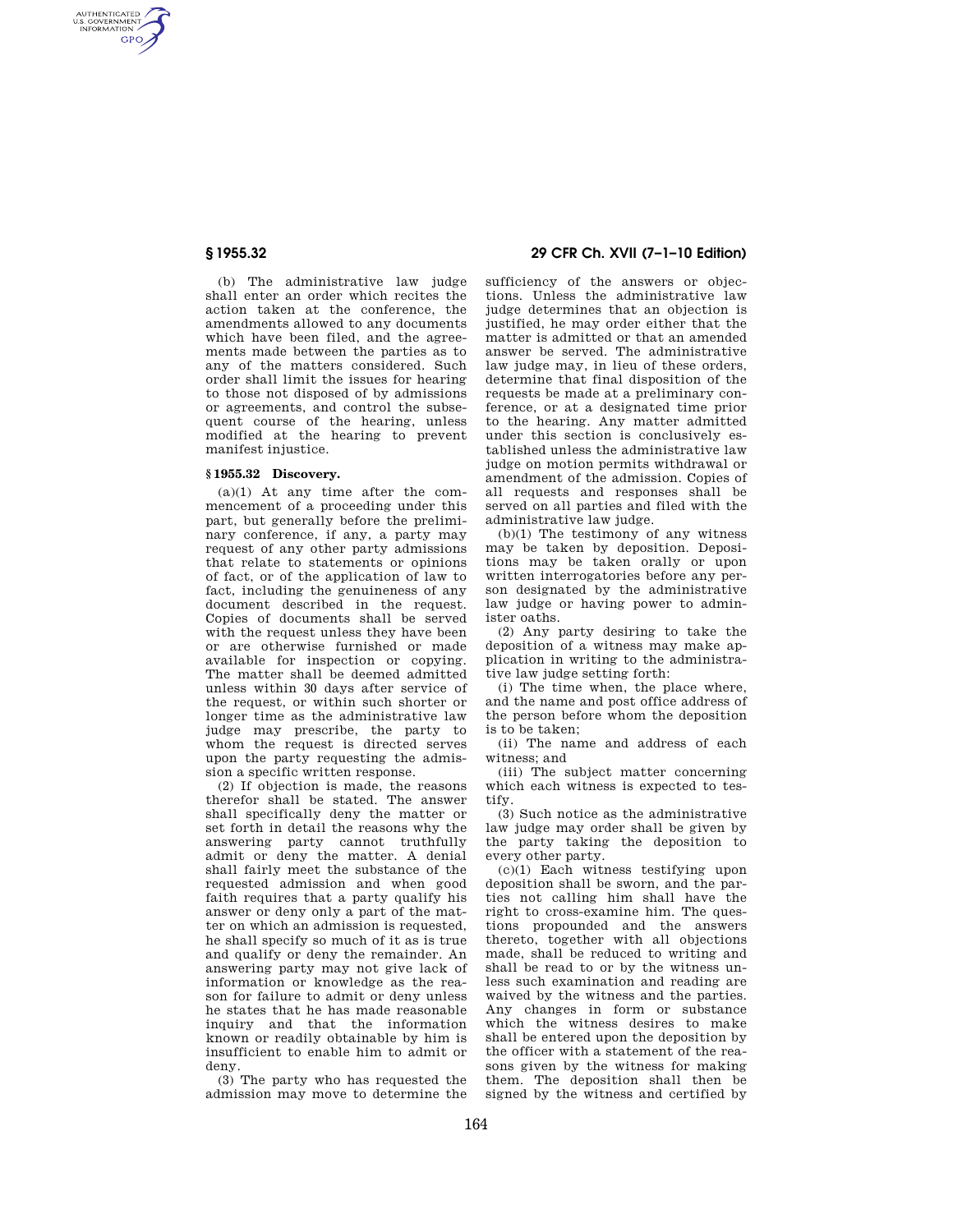(b) The administrative law judge shall enter an order which recites the action taken at the conference, the amendments allowed to any documents which have been filed, and the agreements made between the parties as to any of the matters considered. Such order shall limit the issues for hearing to those not disposed of by admissions or agreements, and control the subsequent course of the hearing, unless modified at the hearing to prevent manifest injustice.

### § 1955.32 Discovery.

(a)(1) At any time after the commencement of a proceeding under this part, but generally before the preliminary conference, if any, a party may request of any other party admissions that relate to statements or opinions of fact, or of the application of law to fact, including the genuineness of any document described in the request. Copies of documents shall be served with the request unless they have been or are otherwise furnished or made available for inspection or copying. The matter shall be deemed admitted unless within 30 days after service of the request, or within such shorter or longer time as the administrative law judge may prescribe, the party to whom the request is directed serves upon the party requesting the admission a specific written response.

(2) If objection is made, the reasons therefor shall be stated. The answer shall specifically deny the matter or set forth in detail the reasons why the answering party cannot truthfully admit or deny the matter. A denial shall fairly meet the substance of the requested admission and when good faith requires that a party qualify his answer or deny only a part of the matter on which an admission is requested, he shall specify so much of it as is true and qualify or deny the remainder. An answering party may not give lack of information or knowledge as the reason for failure to admit or deny unless he states that he has made reasonable inquiry and that the information known or readily obtainable by him is insufficient to enable him to admit or deny.

(3) The party who has requested the admission may move to determine the sufficiency of the answers or objections. Unless the administrative law judge determines that an objection is justified, he may order either that the matter is admitted or that an amended answer be served. The administrative law judge may, in lieu of these orders, determine that final disposition of the requests be made at a preliminary conference, or at a designated time prior to the hearing. Any matter admitted under this section is conclusively established unless the administrative law judge on motion permits withdrawal or amendment of the admission. Copies of all requests and responses shall be served on all parties and filed with the administrative law judge.

(b)(1) The testimony of any witness may be taken by deposition. Depositions may be taken orally or upon written interrogatories before any person designated by the administrative law judge or having power to administer oaths.

(2) Any party desiring to take the deposition of a witness may make application in writing to the administrative law judge setting forth:

(i) The time when, the place where, and the name and post office address of the person before whom the deposition is to be taken;

(ii) The name and address of each witness; and

(iii) The subject matter concerning which each witness is expected to testify.

(3) Such notice as the administrative law judge may order shall be given by the party taking the deposition to every other party.

(c)(1) Each witness testifying upon deposition shall be sworn, and the parties not calling him shall have the right to cross-examine him. The questions propounded and the answers thereto, together with all objections made, shall be reduced to writing and shall be read to or by the witness unless such examination and reading are waived by the witness and the parties. Any changes in form or substance which the witness desires to make shall be entered upon the deposition by the officer with a statement of the reasons given by the witness for making them. The deposition shall then be signed by the witness and certified by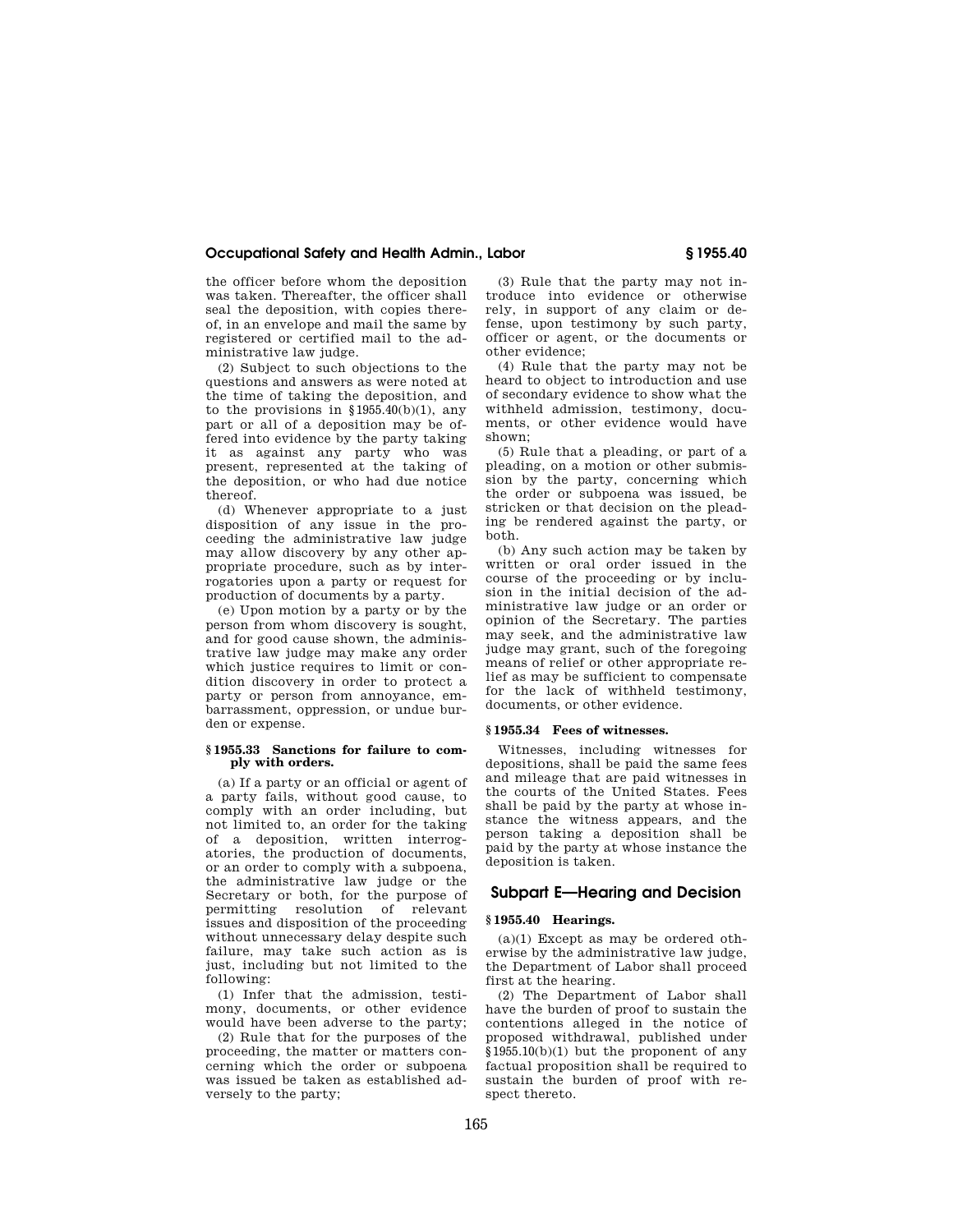the officer before whom the deposition was taken. Thereafter, the officer shall seal the deposition, with copies thereof, in an envelope and mail the same by registered or certified mail to the administrative law judge.

(2) Subject to such objections to the questions and answers as were noted at the time of taking the deposition, and to the provisions in §1955.40(b)(1), any part or all of a deposition may be offered into evidence by the party taking it as against any party who was present, represented at the taking of the deposition, or who had due notice thereof.

(d) Whenever appropriate to a just disposition of any issue in the proceeding the administrative law judge may allow discovery by any other appropriate procedure, such as by interrogatories upon a party or request for production of documents by a party.

(e) Upon motion by a party or by the person from whom discovery is sought, and for good cause shown, the administrative law judge may make any order which justice requires to limit or condition discovery in order to protect a party or person from annoyance, embarrassment, oppression, or undue burden or expense.

#### § 1955.33 Sanctions for failure to comply with orders.

(a) If a party or an official or agent of a party fails, without good cause, to comply with an order including, but not limited to, an order for the taking of a deposition, written interrogatories, the production of documents, or an order to comply with a subpoena, the administrative law judge or the Secretary or both, for the purpose of permitting resolution of relevant issues and disposition of the proceeding without unnecessary delay despite such failure, may take such action as is just, including but not limited to the following:

(1) Infer that the admission, testimony, documents, or other evidence would have been adverse to the party;

(2) Rule that for the purposes of the proceeding, the matter or matters concerning which the order or subpoena was issued be taken as established adversely to the party;

(3) Rule that the party may not introduce into evidence or otherwise rely, in support of any claim or defense, upon testimony by such party, officer or agent, or the documents or other evidence;

(4) Rule that the party may not be heard to object to introduction and use of secondary evidence to show what the withheld admission, testimony, documents, or other evidence would have shown;

(5) Rule that a pleading, or part of a pleading, on a motion or other submission by the party, concerning which the order or subpoena was issued, be stricken or that decision on the pleading be rendered against the party, or both.

(b) Any such action may be taken by written or oral order issued in the course of the proceeding or by inclusion in the initial decision of the administrative law judge or an order or opinion of the Secretary. The parties may seek, and the administrative law judge may grant, such of the foregoing means of relief or other appropriate relief as may be sufficient to compensate for the lack of withheld testimony, documents, or other evidence.

#### § 1955.34 Fees of witnesses.

Witnesses, including witnesses for depositions, shall be paid the same fees and mileage that are paid witnesses in the courts of the United States. Fees shall be paid by the party at whose instance the witness appears, and the person taking a deposition shall be paid by the party at whose instance the deposition is taken.

## Subpart E—Hearing and Decision

#### § 1955.40 Hearings.

(a)(1) Except as may be ordered otherwise by the administrative law judge, the Department of Labor shall proceed first at the hearing.

(2) The Department of Labor shall have the burden of proof to sustain the contentions alleged in the notice of proposed withdrawal, published under §1955.10(b)(1) but the proponent of any factual proposition shall be required to sustain the burden of proof with respect thereto.